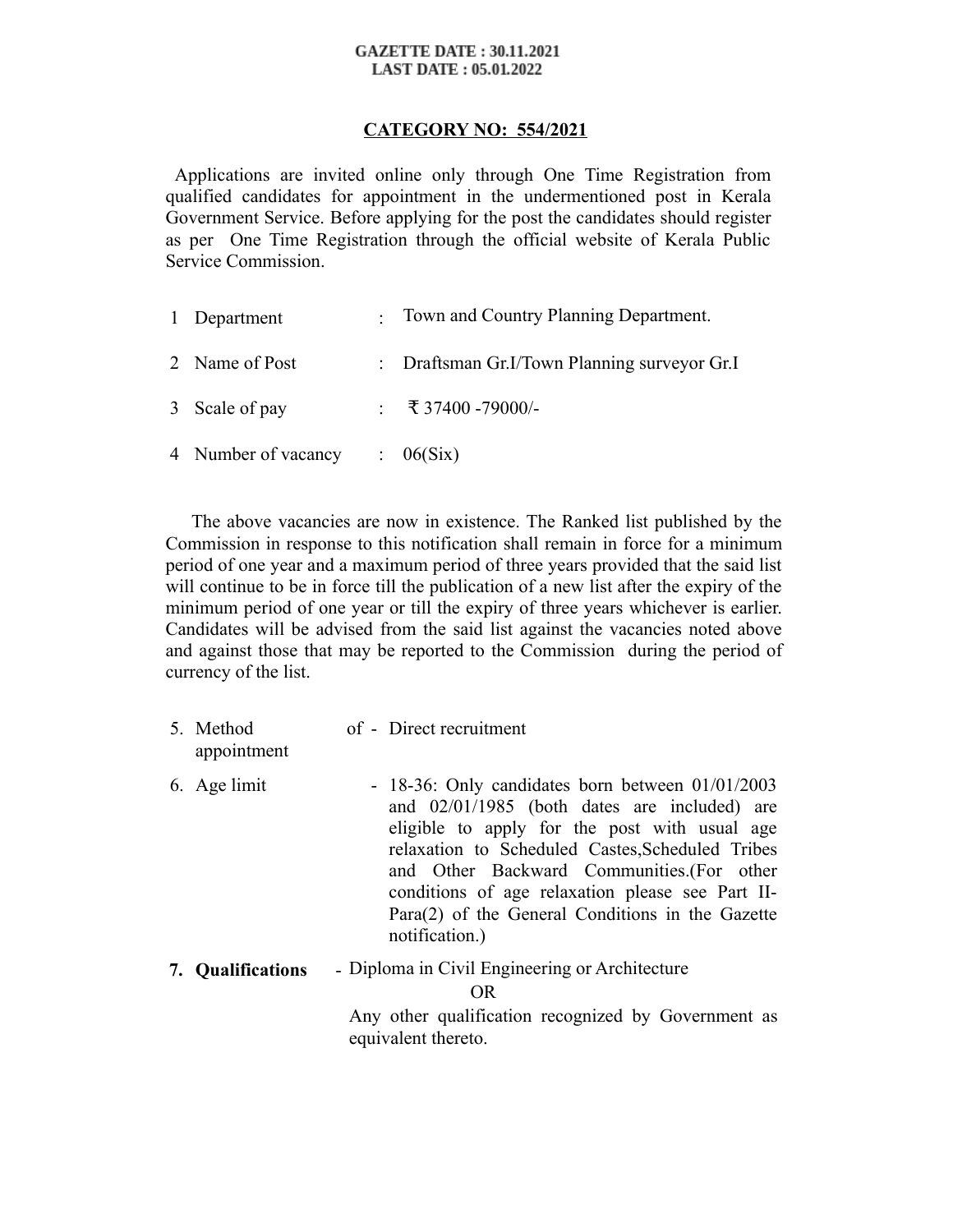**GAZETTE DATE : 30.11.2021**
**LAST DATE : 05.01.2022**

## CATEGORY NO: 554/2021

Applications are invited online only through One Time Registration from qualified candidates for appointment in the undermentioned post in Kerala Government Service. Before applying for the post the candidates should register as per One Time Registration through the official website of Kerala Public Service Commission.

| | | | |
|---|---|---|---|
| 1 | Department | : | Town and Country Planning Department. |
| 2 | Name of Post | : | Draftsman Gr.I/Town Planning surveyor Gr.I |
| 3 | Scale of pay | : | ₹ 37400 -79000/- |
| 4 | Number of vacancy | : | 06(Six) |

The above vacancies are now in existence. The Ranked list published by the Commission in response to this notification shall remain in force for a minimum period of one year and a maximum period of three years provided that the said list will continue to be in force till the publication of a new list after the expiry of the minimum period of one year or till the expiry of three years whichever is earlier. Candidates will be advised from the said list against the vacancies noted above and against those that may be reported to the Commission during the period of currency of the list.

5. Method of appointment - Direct recruitment

6. Age limit - 18-36: Only candidates born between 01/01/2003 and 02/01/1985 (both dates are included) are eligible to apply for the post with usual age relaxation to Scheduled Castes,Scheduled Tribes and Other Backward Communities.(For other conditions of age relaxation please see Part II-Para(2) of the General Conditions in the Gazette notification.)

7. **Qualifications** - Diploma in Civil Engineering or Architecture

   OR

   Any other qualification recognized by Government as equivalent thereto.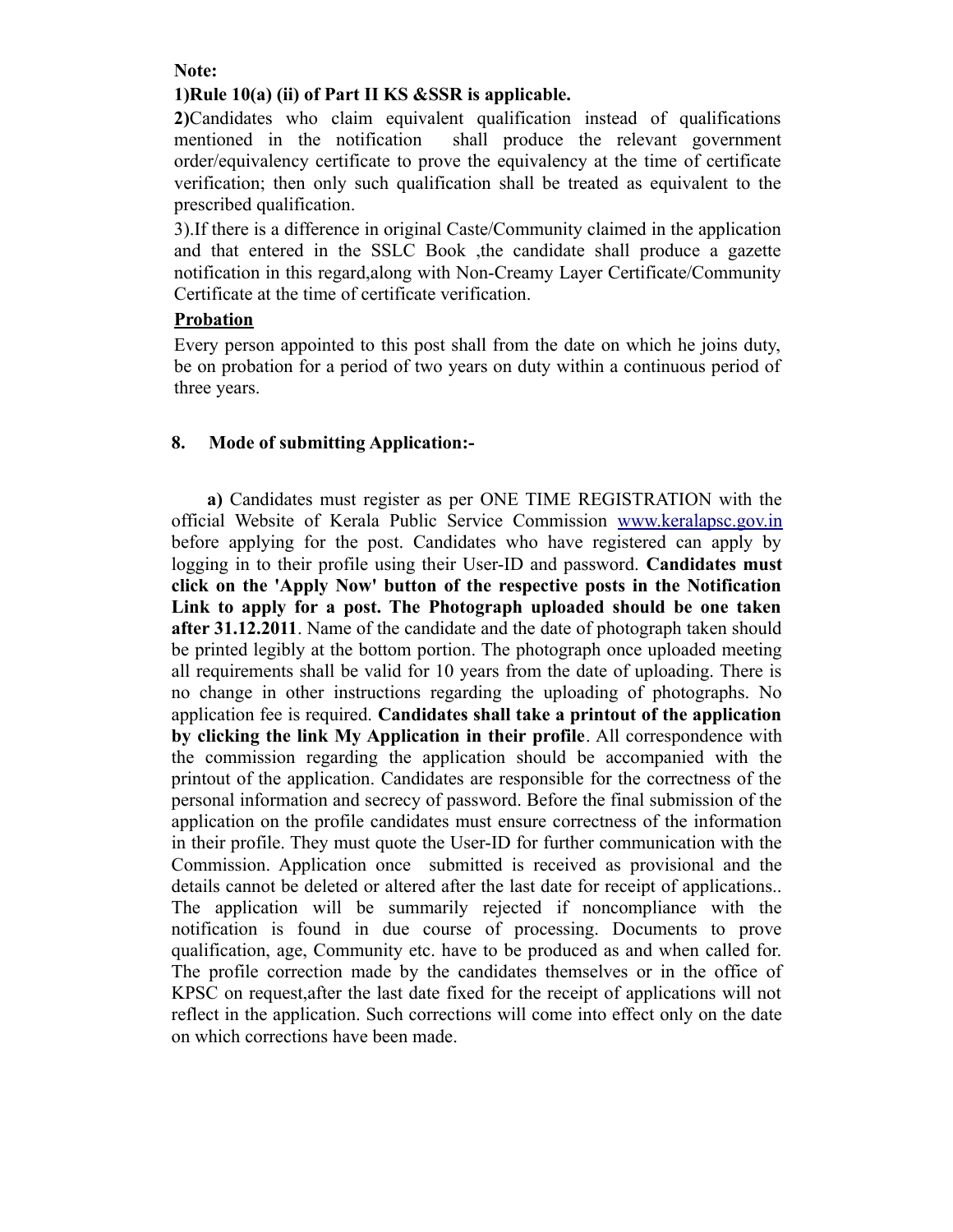**Note:**

**1)Rule 10(a) (ii) of Part II KS &SSR is applicable.**

**2)**Candidates who claim equivalent qualification instead of qualifications mentioned in the notification shall produce the relevant government order/equivalency certificate to prove the equivalency at the time of certificate verification; then only such qualification shall be treated as equivalent to the prescribed qualification.

3).If there is a difference in original Caste/Community claimed in the application and that entered in the SSLC Book ,the candidate shall produce a gazette notification in this regard,along with Non-Creamy Layer Certificate/Community Certificate at the time of certificate verification.

**<u>Probation</u>**

Every person appointed to this post shall from the date on which he joins duty, be on probation for a period of two years on duty within a continuous period of three years.

**8. Mode of submitting Application:-**

**a)** Candidates must register as per ONE TIME REGISTRATION with the official Website of Kerala Public Service Commission www.keralapsc.gov.in before applying for the post. Candidates who have registered can apply by logging in to their profile using their User-ID and password. **Candidates must click on the 'Apply Now' button of the respective posts in the Notification Link to apply for a post. The Photograph uploaded should be one taken after 31.12.2011**. Name of the candidate and the date of photograph taken should be printed legibly at the bottom portion. The photograph once uploaded meeting all requirements shall be valid for 10 years from the date of uploading. There is no change in other instructions regarding the uploading of photographs. No application fee is required. **Candidates shall take a printout of the application by clicking the link My Application in their profile**. All correspondence with the commission regarding the application should be accompanied with the printout of the application. Candidates are responsible for the correctness of the personal information and secrecy of password. Before the final submission of the application on the profile candidates must ensure correctness of the information in their profile. They must quote the User-ID for further communication with the Commission. Application once submitted is received as provisional and the details cannot be deleted or altered after the last date for receipt of applications.. The application will be summarily rejected if noncompliance with the notification is found in due course of processing. Documents to prove qualification, age, Community etc. have to be produced as and when called for. The profile correction made by the candidates themselves or in the office of KPSC on request,after the last date fixed for the receipt of applications will not reflect in the application. Such corrections will come into effect only on the date on which corrections have been made.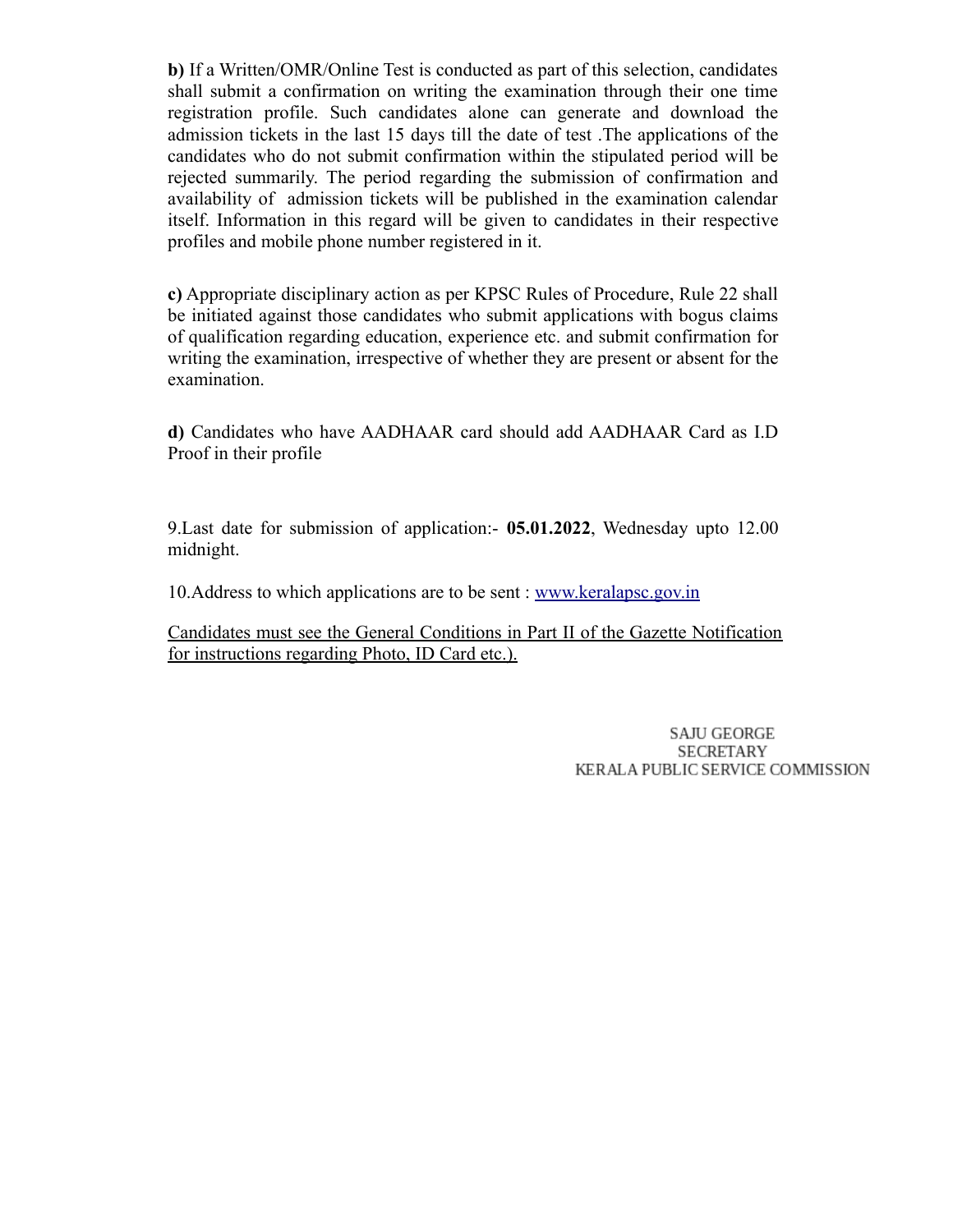**b)** If a Written/OMR/Online Test is conducted as part of this selection, candidates shall submit a confirmation on writing the examination through their one time registration profile. Such candidates alone can generate and download the admission tickets in the last 15 days till the date of test .The applications of the candidates who do not submit confirmation within the stipulated period will be rejected summarily. The period regarding the submission of confirmation and availability of admission tickets will be published in the examination calendar itself. Information in this regard will be given to candidates in their respective profiles and mobile phone number registered in it.

**c)** Appropriate disciplinary action as per KPSC Rules of Procedure, Rule 22 shall be initiated against those candidates who submit applications with bogus claims of qualification regarding education, experience etc. and submit confirmation for writing the examination, irrespective of whether they are present or absent for the examination.

**d)** Candidates who have AADHAAR card should add AADHAAR Card as I.D Proof in their profile

9.Last date for submission of application:- **05.01.2022**, Wednesday upto 12.00 midnight.

10.Address to which applications are to be sent : www.keralapsc.gov.in

Candidates must see the General Conditions in Part II of the Gazette Notification for instructions regarding Photo, ID Card etc.).

SAJU GEORGE
SECRETARY
KERALA PUBLIC SERVICE COMMISSION